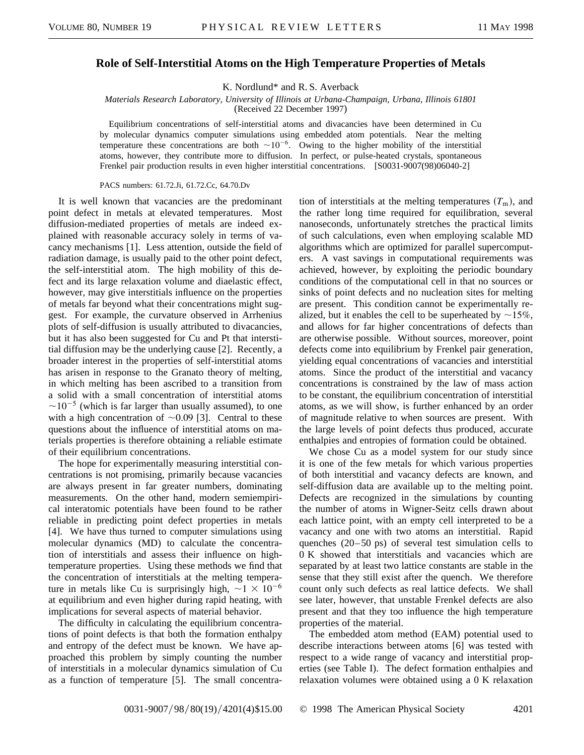# Role of Self-Interstitial Atoms on the High Temperature Properties of Metals

K. Nordlund* and R. S. Averback

*Materials Research Laboratory, University of Illinois at Urbana-Champaign, Urbana, Illinois 61801*
(Received 22 December 1997)

Equilibrium concentrations of self-interstitial atoms and divacancies have been determined in Cu by molecular dynamics computer simulations using embedded atom potentials. Near the melting temperature these concentrations are both $\sim 10^{-6}$. Owing to the higher mobility of the interstitial atoms, however, they contribute more to diffusion. In perfect, or pulse-heated crystals, spontaneous Frenkel pair production results in even higher interstitial concentrations. [S0031-9007(98)06040-2]

PACS numbers: 61.72.Ji, 61.72.Cc, 64.70.Dv

It is well known that vacancies are the predominant point defect in metals at elevated temperatures. Most diffusion-mediated properties of metals are indeed explained with reasonable accuracy solely in terms of vacancy mechanisms [1]. Less attention, outside the field of radiation damage, is usually paid to the other point defect, the self-interstitial atom. The high mobility of this defect and its large relaxation volume and diaelastic effect, however, may give interstitials influence on the properties of metals far beyond what their concentrations might suggest. For example, the curvature observed in Arrhenius plots of self-diffusion is usually attributed to divacancies, but it has also been suggested for Cu and Pt that interstitial diffusion may be the underlying cause [2]. Recently, a broader interest in the properties of self-interstitial atoms has arisen in response to the Granato theory of melting, in which melting has been ascribed to a transition from a solid with a small concentration of interstitial atoms $\sim 10^{-5}$ (which is far larger than usually assumed), to one with a high concentration of $\sim 0.09$ [3]. Central to these questions about the influence of interstitial atoms on materials properties is therefore obtaining a reliable estimate of their equilibrium concentrations.

The hope for experimentally measuring interstitial concentrations is not promising, primarily because vacancies are always present in far greater numbers, dominating measurements. On the other hand, modern semiempirical interatomic potentials have been found to be rather reliable in predicting point defect properties in metals [4]. We have thus turned to computer simulations using molecular dynamics (MD) to calculate the concentration of interstitials and assess their influence on high-temperature properties. Using these methods we find that the concentration of interstitials at the melting temperature in metals like Cu is surprisingly high, $\sim 1 \times 10^{-6}$ at equilibrium and even higher during rapid heating, with implications for several aspects of material behavior.

The difficulty in calculating the equilibrium concentrations of point defects is that both the formation enthalpy and entropy of the defect must be known. We have approached this problem by simply counting the number of interstitials in a molecular dynamics simulation of Cu as a function of temperature [5]. The small concentration of interstitials at the melting temperatures ($T_m$), and the rather long time required for equilibration, several nanoseconds, unfortunately stretches the practical limits of such calculations, even when employing scalable MD algorithms which are optimized for parallel supercomputers. A vast savings in computational requirements was achieved, however, by exploiting the periodic boundary conditions of the computational cell in that no sources or sinks of point defects and no nucleation sites for melting are present. This condition cannot be experimentally realized, but it enables the cell to be superheated by $\sim 15\%$, and allows for far higher concentrations of defects than are otherwise possible. Without sources, moreover, point defects come into equilibrium by Frenkel pair generation, yielding equal concentrations of vacancies and interstitial atoms. Since the product of the interstitial and vacancy concentrations is constrained by the law of mass action to be constant, the equilibrium concentration of interstitial atoms, as we will show, is further enhanced by an order of magnitude relative to when sources are present. With the large levels of point defects thus produced, accurate enthalpies and entropies of formation could be obtained.

We chose Cu as a model system for our study since it is one of the few metals for which various properties of both interstitial and vacancy defects are known, and self-diffusion data are available up to the melting point. Defects are recognized in the simulations by counting the number of atoms in Wigner-Seitz cells drawn about each lattice point, with an empty cell interpreted to be a vacancy and one with two atoms an interstitial. Rapid quenches (20–50 ps) of several test simulation cells to 0 K showed that interstitials and vacancies which are separated by at least two lattice constants are stable in the sense that they still exist after the quench. We therefore count only such defects as real lattice defects. We shall see later, however, that unstable Frenkel defects are also present and that they too influence the high temperature properties of the material.

The embedded atom method (EAM) potential used to describe interactions between atoms [6] was tested with respect to a wide range of vacancy and interstitial properties (see Table I). The defect formation enthalpies and relaxation volumes were obtained using a 0 K relaxation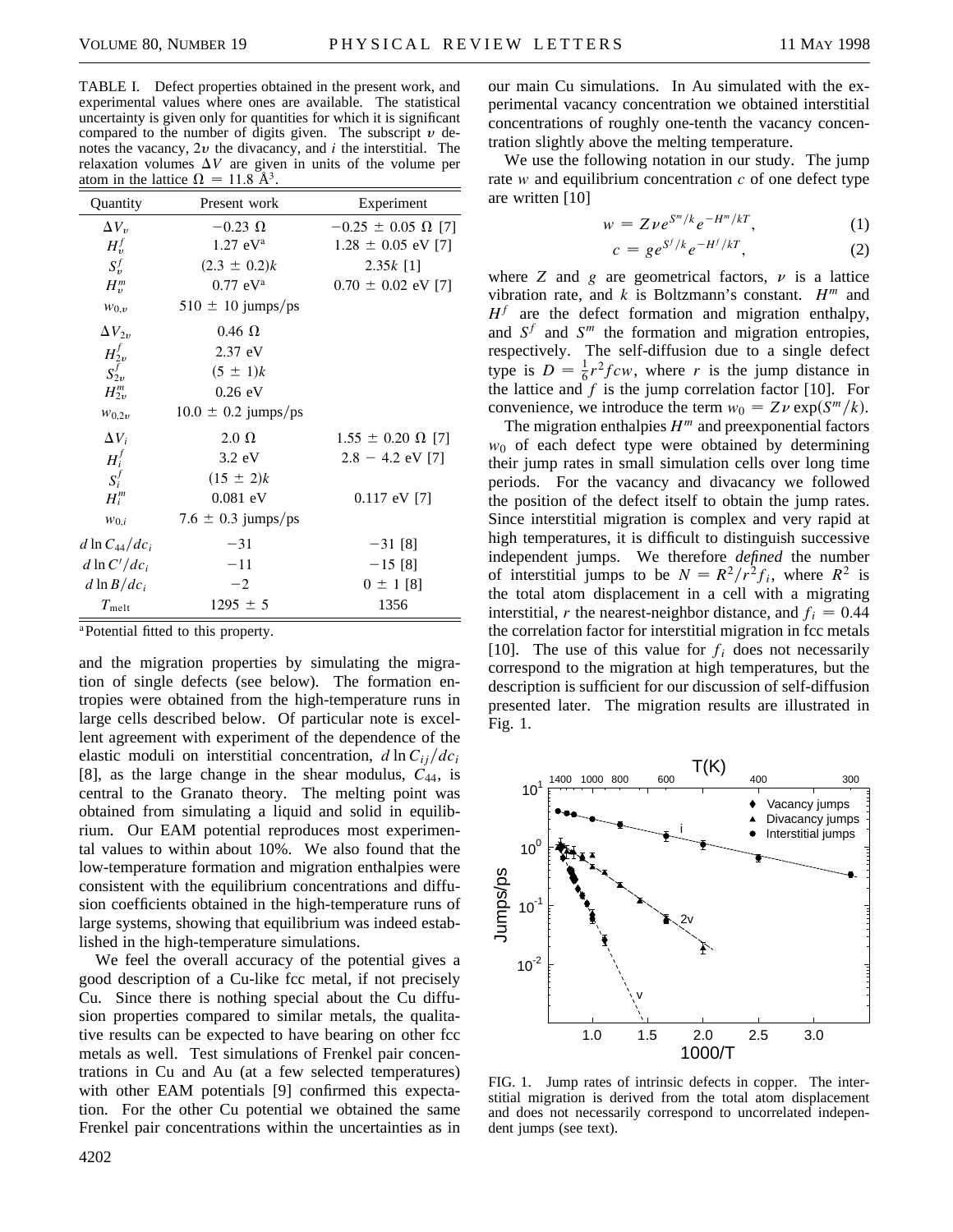TABLE I. Defect properties obtained in the present work, and experimental values where ones are available. The statistical uncertainty is given only for quantities for which it is significant compared to the number of digits given. The subscript $v$ denotes the vacancy, $2v$ the divacancy, and $i$ the interstitial. The relaxation volumes $\Delta V$ are given in units of the volume per atom in the lattice $\Omega = 11.8$ Å$^3$.

| Quantity | Present work | Experiment |
|---|---|---|
| $\Delta V_v$ | $-0.23\ \Omega$ | $-0.25 \pm 0.05\ \Omega$ [7] |
| $H_v^f$ | 1.27 eV[a] | $1.28 \pm 0.05$ eV [7] |
| $S_v^f$ | $(2.3 \pm 0.2)k$ | $2.35k$ [1] |
| $H_v^m$ | 0.77 eV[a] | $0.70 \pm 0.02$ eV [7] |
| $w_{0,v}$ | $510 \pm 10$ jumps/ps | |
| $\Delta V_{2v}$ | $0.46\ \Omega$ | |
| $H_{2v}^f$ | 2.37 eV | |
| $S_{2v}^f$ | $(5 \pm 1)k$ | |
| $H_{2v}^m$ | 0.26 eV | |
| $w_{0,2v}$ | $10.0 \pm 0.2$ jumps/ps | |
| $\Delta V_i$ | $2.0\ \Omega$ | $1.55 \pm 0.20\ \Omega$ [7] |
| $H_i^f$ | 3.2 eV | $2.8 - 4.2$ eV [7] |
| $S_i^f$ | $(15 \pm 2)k$ | |
| $H_i^m$ | 0.081 eV | 0.117 eV [7] |
| $w_{0,i}$ | $7.6 \pm 0.3$ jumps/ps | |
| $d \ln C_{44}/dc_i$ | $-31$ | $-31$ [8] |
| $d \ln C'/dc_i$ | $-11$ | $-15$ [8] |
| $d \ln B/dc_i$ | $-2$ | $0 \pm 1$ [8] |
| $T_{\text{melt}}$ | $1295 \pm 5$ | 1356 |

[a]Potential fitted to this property.

and the migration properties by simulating the migration of single defects (see below). The formation entropies were obtained from the high-temperature runs in large cells described below. Of particular note is excellent agreement with experiment of the dependence of the elastic moduli on interstitial concentration, $d \ln C_{ij}/dc_i$ [8], as the large change in the shear modulus, $C_{44}$, is central to the Granato theory. The melting point was obtained from simulating a liquid and solid in equilibrium. Our EAM potential reproduces most experimental values to within about 10%. We also found that the low-temperature formation and migration enthalpies were consistent with the equilibrium concentrations and diffusion coefficients obtained in the high-temperature runs of large systems, showing that equilibrium was indeed established in the high-temperature simulations.

We feel the overall accuracy of the potential gives a good description of a Cu-like fcc metal, if not precisely Cu. Since there is nothing special about the Cu diffusion properties compared to similar metals, the qualitative results can be expected to have bearing on other fcc metals as well. Test simulations of Frenkel pair concentrations in Cu and Au (at a few selected temperatures) with other EAM potentials [9] confirmed this expectation. For the other Cu potential we obtained the same Frenkel pair concentrations within the uncertainties as in our main Cu simulations. In Au simulated with the experimental vacancy concentration we obtained interstitial concentrations of roughly one-tenth the vacancy concentration slightly above the melting temperature.

We use the following notation in our study. The jump rate $w$ and equilibrium concentration $c$ of one defect type are written [10]

$$w = Z\nu e^{S^m/k} e^{-H^m/kT}, \tag{1}$$

$$c = g e^{S^f/k} e^{-H^f/kT}, \tag{2}$$

where $Z$ and $g$ are geometrical factors, $\nu$ is a lattice vibration rate, and $k$ is Boltzmann's constant. $H^m$ and $H^f$ are the defect formation and migration enthalpy, and $S^f$ and $S^m$ the formation and migration entropies, respectively. The self-diffusion due to a single defect type is $D = \frac{1}{6} r^2 f c w$, where $r$ is the jump distance in the lattice and $f$ is the jump correlation factor [10]. For convenience, we introduce the term $w_0 = Z\nu \exp(S^m/k)$.

The migration enthalpies $H^m$ and preexponential factors $w_0$ of each defect type were obtained by determining their jump rates in small simulation cells over long time periods. For the vacancy and divacancy we followed the position of the defect itself to obtain the jump rates. Since interstitial migration is complex and very rapid at high temperatures, it is difficult to distinguish successive independent jumps. We therefore *defined* the number of interstitial jumps to be $N = R^2/r^2 f_i$, where $R^2$ is the total atom displacement in a cell with a migrating interstitial, $r$ the nearest-neighbor distance, and $f_i = 0.44$ the correlation factor for interstitial migration in fcc metals [10]. The use of this value for $f_i$ does not necessarily correspond to the migration at high temperatures, but the description is sufficient for our discussion of self-diffusion presented later. The migration results are illustrated in Fig. 1.

FIG. 1. Jump rates of intrinsic defects in copper. The interstitial migration is derived from the total atom displacement and does not necessarily correspond to uncorrelated independent jumps (see text).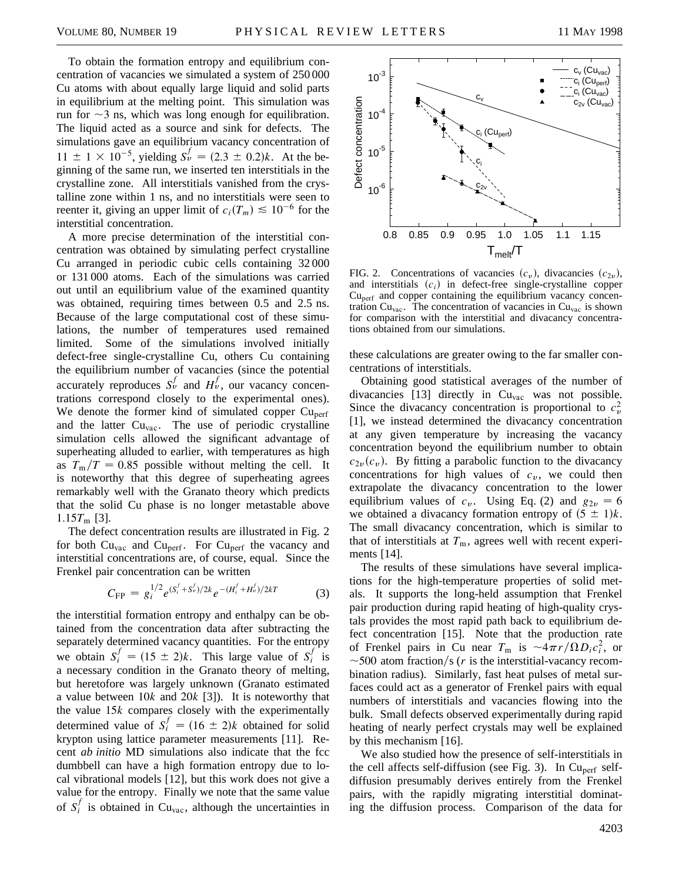To obtain the formation entropy and equilibrium concentration of vacancies we simulated a system of 250 000 Cu atoms with about equally large liquid and solid parts in equilibrium at the melting point. This simulation was run for ~3 ns, which was long enough for equilibration. The liquid acted as a source and sink for defects. The simulations gave an equilibrium vacancy concentration of $11 \pm 1 \times 10^{-5}$, yielding $S_v^f = (2.3 \pm 0.2)k$. At the beginning of the same run, we inserted ten interstitials in the crystalline zone. All interstitials vanished from the crystalline zone within 1 ns, and no interstitials were seen to reenter it, giving an upper limit of $c_i(T_m) \lesssim 10^{-6}$ for the interstitial concentration.

A more precise determination of the interstitial concentration was obtained by simulating perfect crystalline Cu arranged in periodic cubic cells containing 32 000 or 131 000 atoms. Each of the simulations was carried out until an equilibrium value of the examined quantity was obtained, requiring times between 0.5 and 2.5 ns. Because of the large computational cost of these simulations, the number of temperatures used remained limited. Some of the simulations involved initially defect-free single-crystalline Cu, others Cu containing the equilibrium number of vacancies (since the potential accurately reproduces $S_v^f$ and $H_v^f$, our vacancy concentrations correspond closely to the experimental ones). We denote the former kind of simulated copper $\mathrm{Cu_{perf}}$ and the latter $\mathrm{Cu_{vac}}$. The use of periodic crystalline simulation cells allowed the significant advantage of superheating alluded to earlier, with temperatures as high as $T_m/T = 0.85$ possible without melting the cell. It is noteworthy that this degree of superheating agrees remarkably well with the Granato theory which predicts that the solid Cu phase is no longer metastable above $1.15T_m$ [3].

The defect concentration results are illustrated in Fig. 2 for both $\mathrm{Cu_{vac}}$ and $\mathrm{Cu_{perf}}$. For $\mathrm{Cu_{perf}}$ the vacancy and interstitial concentrations are, of course, equal. Since the Frenkel pair concentration can be written

$$C_{\mathrm{FP}} = g_i^{1/2} e^{(S_i^f + S_v^f)/2k} e^{-(H_i^f + H_v^f)/2kT} \qquad (3)$$

the interstitial formation entropy and enthalpy can be obtained from the concentration data after subtracting the separately determined vacancy quantities. For the entropy we obtain $S_i^f = (15 \pm 2)k$. This large value of $S_i^f$ is a necessary condition in the Granato theory of melting, but heretofore was largely unknown (Granato estimated a value between $10k$ and $20k$ [3]). It is noteworthy that the value $15k$ compares closely with the experimentally determined value of $S_i^f = (16 \pm 2)k$ obtained for solid krypton using lattice parameter measurements [11]. Recent *ab initio* MD simulations also indicate that the fcc dumbbell can have a high formation entropy due to local vibrational models [12], but this work does not give a value for the entropy. Finally we note that the same value of $S_i^f$ is obtained in $\mathrm{Cu_{vac}}$, although the uncertainties in these calculations are greater owing to the far smaller concentrations of interstitials.

FIG. 2. Concentrations of vacancies ($c_v$), divacancies ($c_{2v}$), and interstitials ($c_i$) in defect-free single-crystalline copper $\mathrm{Cu_{perf}}$ and copper containing the equilibrium vacancy concentration $\mathrm{Cu_{vac}}$. The concentration of vacancies in $\mathrm{Cu_{vac}}$ is shown for comparison with the interstitial and divacancy concentrations obtained from our simulations.

Obtaining good statistical averages of the number of divacancies [13] directly in $\mathrm{Cu_{vac}}$ was not possible. Since the divacancy concentration is proportional to $c_v^2$ [1], we instead determined the divacancy concentration at any given temperature by increasing the vacancy concentration beyond the equilibrium number to obtain $c_{2v}(c_v)$. By fitting a parabolic function to the divacancy concentrations for high values of $c_v$, we could then extrapolate the divacancy concentration to the lower equilibrium values of $c_v$. Using Eq. (2) and $g_{2v} = 6$ we obtained a divacancy formation entropy of $(5 \pm 1)k$. The small divacancy concentration, which is similar to that of interstitials at $T_m$, agrees well with recent experiments [14].

The results of these simulations have several implications for the high-temperature properties of solid metals. It supports the long-held assumption that Frenkel pair production during rapid heating of high-quality crystals provides the most rapid path back to equilibrium defect concentration [15]. Note that the production rate of Frenkel pairs in Cu near $T_m$ is $\sim 4\pi r/\Omega D_i c_i^2$, or ~500 atom fraction/s ($r$ is the interstitial-vacancy recombination radius). Similarly, fast heat pulses of metal surfaces could act as a generator of Frenkel pairs with equal numbers of interstitials and vacancies flowing into the bulk. Small defects observed experimentally during rapid heating of nearly perfect crystals may well be explained by this mechanism [16].

We also studied how the presence of self-interstitials in the cell affects self-diffusion (see Fig. 3). In $\mathrm{Cu_{perf}}$ self-diffusion presumably derives entirely from the Frenkel pairs, with the rapidly migrating interstitial dominating the diffusion process. Comparison of the data for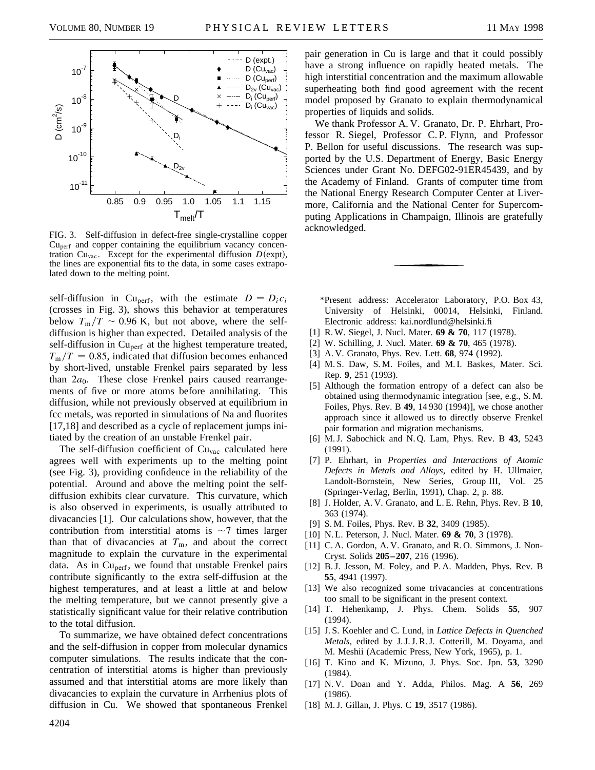D (expt.)
D (Cu$_{vac}$)
D (Cu$_{perf}$)
D$_{2v}$ (Cu$_{vac}$)
D$_{i}$ (Cu$_{perf}$)
D$_{i}$ (Cu$_{vac}$)

D
D$_{i}$
D$_{2v}$

D (cm$^2$/s)
$10^{-7}$
$10^{-8}$
$10^{-9}$
$10^{-10}$
$10^{-11}$

0.85 0.9 0.95 1.0 1.05 1.1 1.15
$T_{melt}/T$

FIG. 3. Self-diffusion in defect-free single-crystalline copper $Cu_{perf}$ and copper containing the equilibrium vacancy concentration $Cu_{vac}$. Except for the experimental diffusion $D$(expt), the lines are exponential fits to the data, in some cases extrapolated down to the melting point.

self-diffusion in $Cu_{perf}$, with the estimate $D = D_i c_i$ (crosses in Fig. 3), shows this behavior at temperatures below $T_m/T \sim 0.96$ K, but not above, where the self-diffusion is higher than expected. Detailed analysis of the self-diffusion in $Cu_{perf}$ at the highest temperature treated, $T_m/T = 0.85$, indicated that diffusion becomes enhanced by short-lived, unstable Frenkel pairs separated by less than $2a_0$. These close Frenkel pairs caused rearrangements of five or more atoms before annihilating. This diffusion, while not previously observed at equilibrium in fcc metals, was reported in simulations of Na and fluorites [17,18] and described as a cycle of replacement jumps initiated by the creation of an unstable Frenkel pair.

The self-diffusion coefficient of $Cu_{vac}$ calculated here agrees well with experiments up to the melting point (see Fig. 3), providing confidence in the reliability of the potential. Around and above the melting point the self-diffusion exhibits clear curvature. This curvature, which is also observed in experiments, is usually attributed to divacancies [1]. Our calculations show, however, that the contribution from interstitial atoms is $\sim$7 times larger than that of divacancies at $T_m$, and about the correct magnitude to explain the curvature in the experimental data. As in $Cu_{perf}$, we found that unstable Frenkel pairs contribute significantly to the extra self-diffusion at the highest temperatures, and at least a little at and below the melting temperature, but we cannot presently give a statistically significant value for their relative contribution to the total diffusion.

To summarize, we have obtained defect concentrations and the self-diffusion in copper from molecular dynamics computer simulations. The results indicate that the concentration of interstitial atoms is higher than previously assumed and that interstitial atoms are more likely than divacancies to explain the curvature in Arrhenius plots of diffusion in Cu. We showed that spontaneous Frenkel pair generation in Cu is large and that it could possibly have a strong influence on rapidly heated metals. The high interstitial concentration and the maximum allowable superheating both find good agreement with the recent model proposed by Granato to explain thermodynamical properties of liquids and solids.

We thank Professor A. V. Granato, Dr. P. Ehrhart, Professor R. Siegel, Professor C. P. Flynn, and Professor P. Bellon for useful discussions. The research was supported by the U.S. Department of Energy, Basic Energy Sciences under Grant No. DEFG02-91ER45439, and by the Academy of Finland. Grants of computer time from the National Energy Research Computer Center at Livermore, California and the National Center for Supercomputing Applications in Champaign, Illinois are gratefully acknowledged.

---

*Present address: Accelerator Laboratory, P.O. Box 43, University of Helsinki, 00014, Helsinki, Finland. Electronic address: kai.nordlund@helsinki.fi

[1] R. W. Siegel, J. Nucl. Mater. **69 & 70**, 117 (1978).

[2] W. Schilling, J. Nucl. Mater. **69 & 70**, 465 (1978).

[3] A. V. Granato, Phys. Rev. Lett. **68**, 974 (1992).

[4] M. S. Daw, S. M. Foiles, and M. I. Baskes, Mater. Sci. Rep. **9**, 251 (1993).

[5] Although the formation entropy of a defect can also be obtained using thermodynamic integration [see, e.g., S. M. Foiles, Phys. Rev. B **49**, 14 930 (1994)], we chose another approach since it allowed us to directly observe Frenkel pair formation and migration mechanisms.

[6] M. J. Sabochick and N. Q. Lam, Phys. Rev. B **43**, 5243 (1991).

[7] P. Ehrhart, in *Properties and Interactions of Atomic Defects in Metals and Alloys,* edited by H. Ullmaier, Landolt-Bornstein, New Series, Group III, Vol. 25 (Springer-Verlag, Berlin, 1991), Chap. 2, p. 88.

[8] J. Holder, A. V. Granato, and L. E. Rehn, Phys. Rev. B **10**, 363 (1974).

[9] S. M. Foiles, Phys. Rev. B **32**, 3409 (1985).

[10] N. L. Peterson, J. Nucl. Mater. **69 & 70**, 3 (1978).

[11] C. A. Gordon, A. V. Granato, and R. O. Simmons, J. Non-Cryst. Solids **205–207**, 216 (1996).

[12] B. J. Jesson, M. Foley, and P. A. Madden, Phys. Rev. B **55**, 4941 (1997).

[13] We also recognized some trivacancies at concentrations too small to be significant in the present context.

[14] T. Hehenkamp, J. Phys. Chem. Solids **55**, 907 (1994).

[15] J. S. Koehler and C. Lund, in *Lattice Defects in Quenched Metals,* edited by J. J. R. J. Cotterill, M. Doyama, and M. Meshii (Academic Press, New York, 1965), p. 1.

[16] T. Kino and K. Mizuno, J. Phys. Soc. Jpn. **53**, 3290 (1984).

[17] N. V. Doan and Y. Adda, Philos. Mag. A **56**, 269 (1986).

[18] M. J. Gillan, J. Phys. C **19**, 3517 (1986).